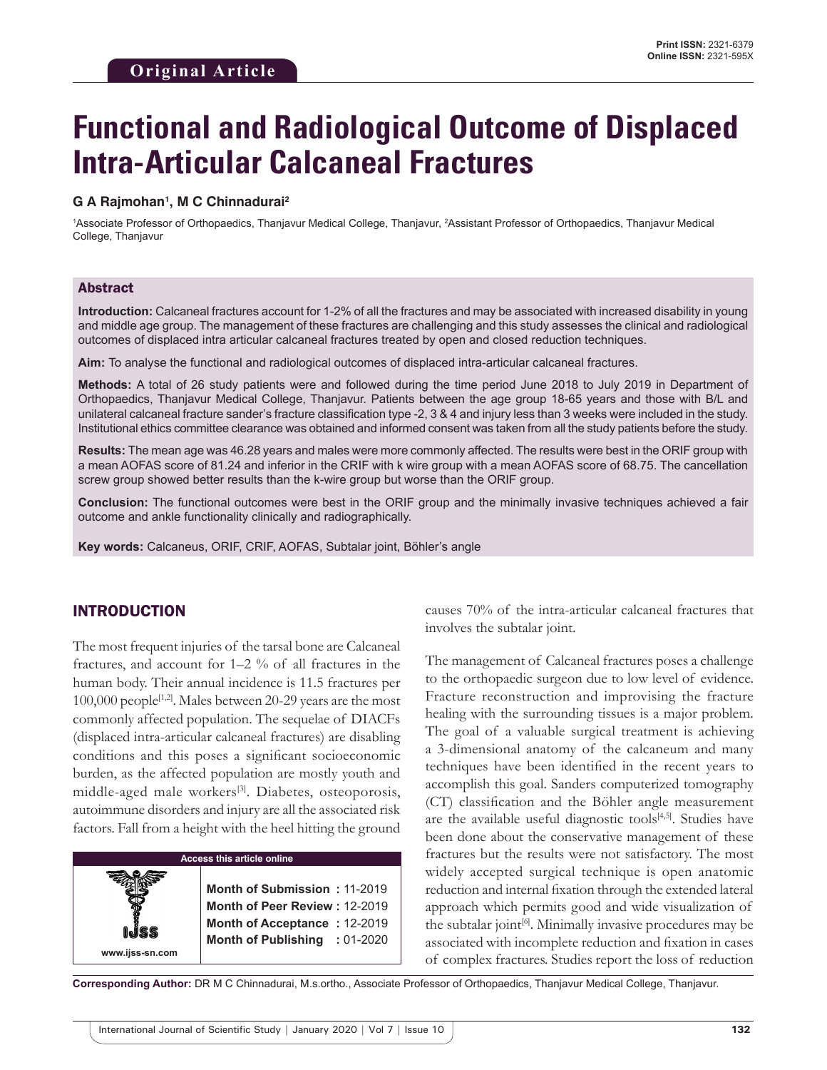Original Article

# Functional and Radiological Outcome of Displaced Intra-Articular Calcaneal Fractures

**G A Rajmohan[1], M C Chinnadurai[2]**

[1]Associate Professor of Orthopaedics, Thanjavur Medical College, Thanjavur, [2]Assistant Professor of Orthopaedics, Thanjavur Medical College, Thanjavur

## Abstract

**Introduction:** Calcaneal fractures account for 1-2% of all the fractures and may be associated with increased disability in young and middle age group. The management of these fractures are challenging and this study assesses the clinical and radiological outcomes of displaced intra articular calcaneal fractures treated by open and closed reduction techniques.

**Aim:** To analyse the functional and radiological outcomes of displaced intra-articular calcaneal fractures.

**Methods:** A total of 26 study patients were and followed during the time period June 2018 to July 2019 in Department of Orthopaedics, Thanjavur Medical College, Thanjavur. Patients between the age group 18-65 years and those with B/L and unilateral calcaneal fracture sander's fracture classification type -2, 3 & 4 and injury less than 3 weeks were included in the study. Institutional ethics committee clearance was obtained and informed consent was taken from all the study patients before the study.

**Results:** The mean age was 46.28 years and males were more commonly affected. The results were best in the ORIF group with a mean AOFAS score of 81.24 and inferior in the CRIF with k wire group with a mean AOFAS score of 68.75. The cancellation screw group showed better results than the k-wire group but worse than the ORIF group.

**Conclusion:** The functional outcomes were best in the ORIF group and the minimally invasive techniques achieved a fair outcome and ankle functionality clinically and radiographically.

**Key words:** Calcaneus, ORIF, CRIF, AOFAS, Subtalar joint, Böhler's angle

## INTRODUCTION

The most frequent injuries of the tarsal bone are Calcaneal fractures, and account for 1–2 % of all fractures in the human body. Their annual incidence is 11.5 fractures per 100,000 people[1,2]. Males between 20-29 years are the most commonly affected population. The sequelae of DIACFs (displaced intra-articular calcaneal fractures) are disabling conditions and this poses a significant socioeconomic burden, as the affected population are mostly youth and middle-aged male workers[3]. Diabetes, osteoporosis, autoimmune disorders and injury are all the associated risk factors. Fall from a height with the heel hitting the ground causes 70% of the intra-articular calcaneal fractures that involves the subtalar joint.

The management of Calcaneal fractures poses a challenge to the orthopaedic surgeon due to low level of evidence. Fracture reconstruction and improvising the fracture healing with the surrounding tissues is a major problem. The goal of a valuable surgical treatment is achieving a 3-dimensional anatomy of the calcaneum and many techniques have been identified in the recent years to accomplish this goal. Sanders computerized tomography (CT) classification and the Böhler angle measurement are the available useful diagnostic tools[4,5]. Studies have been done about the conservative management of these fractures but the results were not satisfactory. The most widely accepted surgical technique is open anatomic reduction and internal fixation through the extended lateral approach which permits good and wide visualization of the subtalar joint[6]. Minimally invasive procedures may be associated with incomplete reduction and fixation in cases of complex fractures. Studies report the loss of reduction

| Access this article online | |
|---|---|
| www.ijss-sn.com | **Month of Submission :** 11-2019<br>**Month of Peer Review :** 12-2019<br>**Month of Acceptance :** 12-2019<br>**Month of Publishing :** 01-2020 |

**Corresponding Author:** DR M C Chinnadurai, M.s.ortho., Associate Professor of Orthopaedics, Thanjavur Medical College, Thanjavur.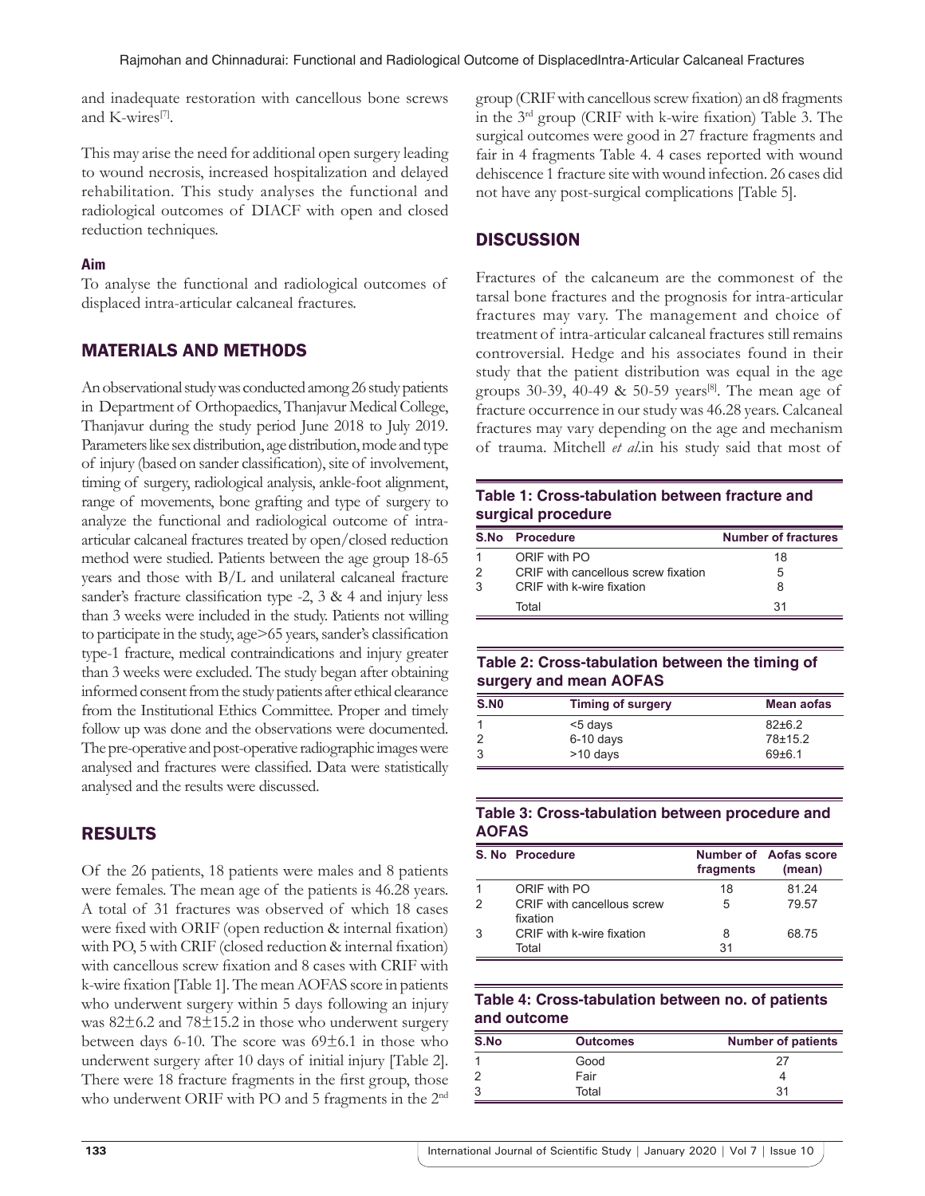and inadequate restoration with cancellous bone screws and K-wires[7].

This may arise the need for additional open surgery leading to wound necrosis, increased hospitalization and delayed rehabilitation. This study analyses the functional and radiological outcomes of DIACF with open and closed reduction techniques.

### Aim

To analyse the functional and radiological outcomes of displaced intra-articular calcaneal fractures.

## MATERIALS AND METHODS

An observational study was conducted among 26 study patients in Department of Orthopaedics, Thanjavur Medical College, Thanjavur during the study period June 2018 to July 2019. Parameters like sex distribution, age distribution, mode and type of injury (based on sander classification), site of involvement, timing of surgery, radiological analysis, ankle-foot alignment, range of movements, bone grafting and type of surgery to analyze the functional and radiological outcome of intra-articular calcaneal fractures treated by open/closed reduction method were studied. Patients between the age group 18-65 years and those with B/L and unilateral calcaneal fracture sander's fracture classification type -2, 3 & 4 and injury less than 3 weeks were included in the study. Patients not willing to participate in the study, age>65 years, sander's classification type-1 fracture, medical contraindications and injury greater than 3 weeks were excluded. The study began after obtaining informed consent from the study patients after ethical clearance from the Institutional Ethics Committee. Proper and timely follow up was done and the observations were documented. The pre-operative and post-operative radiographic images were analysed and fractures were classified. Data were statistically analysed and the results were discussed.

## RESULTS

Of the 26 patients, 18 patients were males and 8 patients were females. The mean age of the patients is 46.28 years. A total of 31 fractures was observed of which 18 cases were fixed with ORIF (open reduction & internal fixation) with PO, 5 with CRIF (closed reduction & internal fixation) with cancellous screw fixation and 8 cases with CRIF with k-wire fixation [Table 1]. The mean AOFAS score in patients who underwent surgery within 5 days following an injury was 82±6.2 and 78±15.2 in those who underwent surgery between days 6-10. The score was 69±6.1 in those who underwent surgery after 10 days of initial injury [Table 2]. There were 18 fracture fragments in the first group, those who underwent ORIF with PO and 5 fragments in the 2nd group (CRIF with cancellous screw fixation) an d8 fragments in the 3rd group (CRIF with k-wire fixation) Table 3. The surgical outcomes were good in 27 fracture fragments and fair in 4 fragments Table 4. 4 cases reported with wound dehiscence 1 fracture site with wound infection. 26 cases did not have any post-surgical complications [Table 5].

## DISCUSSION

Fractures of the calcaneum are the commonest of the tarsal bone fractures and the prognosis for intra-articular fractures may vary. The management and choice of treatment of intra-articular calcaneal fractures still remains controversial. Hedge and his associates found in their study that the patient distribution was equal in the age groups 30-39, 40-49 & 50-59 years[8]. The mean age of fracture occurrence in our study was 46.28 years. Calcaneal fractures may vary depending on the age and mechanism of trauma. Mitchell *et al*.in his study said that most of

**Table 1: Cross-tabulation between fracture and surgical procedure**

| S.No | Procedure | Number of fractures |
|---|---|---|
| 1 | ORIF with PO | 18 |
| 2 | CRIF with cancellous screw fixation | 5 |
| 3 | CRIF with k-wire fixation | 8 |
| | Total | 31 |

**Table 2: Cross-tabulation between the timing of surgery and mean AOFAS**

| S.N0 | Timing of surgery | Mean aofas |
|---|---|---|
| 1 | <5 days | 82±6.2 |
| 2 | 6-10 days | 78±15.2 |
| 3 | >10 days | 69±6.1 |

**Table 3: Cross-tabulation between procedure and AOFAS**

| S. No | Procedure | Number of fragments | Aofas score (mean) |
|---|---|---|---|
| 1 | ORIF with PO | 18 | 81.24 |
| 2 | CRIF with cancellous screw fixation | 5 | 79.57 |
| 3 | CRIF with k-wire fixation | 8 | 68.75 |
| | Total | 31 | |

**Table 4: Cross-tabulation between no. of patients and outcome**

| S.No | Outcomes | Number of patients |
|---|---|---|
| 1 | Good | 27 |
| 2 | Fair | 4 |
| 3 | Total | 31 |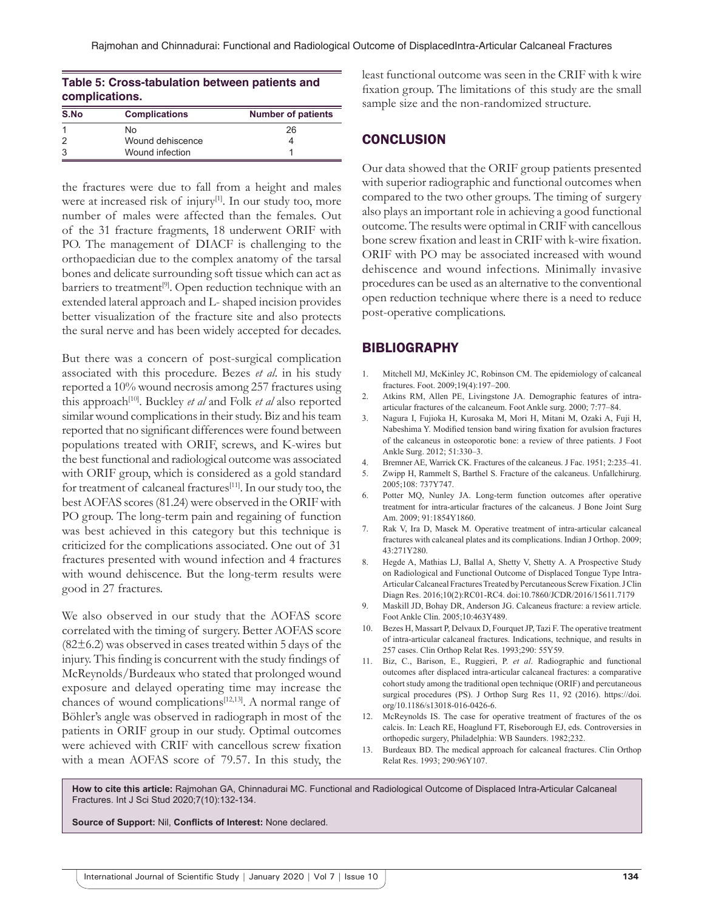**Table 5: Cross-tabulation between patients and complications.**

| S.No | Complications | Number of patients |
|---|---|---|
| 1 | No | 26 |
| 2 | Wound dehiscence | 4 |
| 3 | Wound infection | 1 |

the fractures were due to fall from a height and males were at increased risk of injury[1]. In our study too, more number of males were affected than the females. Out of the 31 fracture fragments, 18 underwent ORIF with PO. The management of DIACF is challenging to the orthopaedician due to the complex anatomy of the tarsal bones and delicate surrounding soft tissue which can act as barriers to treatment[9]. Open reduction technique with an extended lateral approach and L- shaped incision provides better visualization of the fracture site and also protects the sural nerve and has been widely accepted for decades.

But there was a concern of post-surgical complication associated with this procedure. Bezes *et al*. in his study reported a 10% wound necrosis among 257 fractures using this approach[10]. Buckley *et al* and Folk *et al* also reported similar wound complications in their study. Biz and his team reported that no significant differences were found between populations treated with ORIF, screws, and K-wires but the best functional and radiological outcome was associated with ORIF group, which is considered as a gold standard for treatment of calcaneal fractures[11]. In our study too, the best AOFAS scores (81.24) were observed in the ORIF with PO group. The long-term pain and regaining of function was best achieved in this category but this technique is criticized for the complications associated. One out of 31 fractures presented with wound infection and 4 fractures with wound dehiscence. But the long-term results were good in 27 fractures.

We also observed in our study that the AOFAS score correlated with the timing of surgery. Better AOFAS score (82±6.2) was observed in cases treated within 5 days of the injury. This finding is concurrent with the study findings of McReynolds/Burdeaux who stated that prolonged wound exposure and delayed operating time may increase the chances of wound complications[12,13]. A normal range of Böhler's angle was observed in radiograph in most of the patients in ORIF group in our study. Optimal outcomes were achieved with CRIF with cancellous screw fixation with a mean AOFAS score of 79.57. In this study, the least functional outcome was seen in the CRIF with k wire fixation group. The limitations of this study are the small sample size and the non-randomized structure.

## CONCLUSION

Our data showed that the ORIF group patients presented with superior radiographic and functional outcomes when compared to the two other groups. The timing of surgery also plays an important role in achieving a good functional outcome. The results were optimal in CRIF with cancellous bone screw fixation and least in CRIF with k-wire fixation. ORIF with PO may be associated increased with wound dehiscence and wound infections. Minimally invasive procedures can be used as an alternative to the conventional open reduction technique where there is a need to reduce post-operative complications.

## BIBLIOGRAPHY

1. Mitchell MJ, McKinley JC, Robinson CM. The epidemiology of calcaneal fractures. Foot. 2009;19(4):197–200.
2. Atkins RM, Allen PE, Livingstone JA. Demographic features of intra-articular fractures of the calcaneum. Foot Ankle surg. 2000; 7:77–84.
3. Nagura I, Fujioka H, Kurosaka M, Mori H, Mitani M, Ozaki A, Fuji H, Nabeshima Y. Modified tension band wiring fixation for avulsion fractures of the calcaneus in osteoporotic bone: a review of three patients. J Foot Ankle Surg. 2012; 51:330–3.
4. Bremner AE, Warrick CK. Fractures of the calcaneus. J Fac. 1951; 2:235–41.
5. Zwipp H, Rammelt S, Barthel S. Fracture of the calcaneus. Unfallchirurg. 2005;108: 737Y747.
6. Potter MQ, Nunley JA. Long-term function outcomes after operative treatment for intra-articular fractures of the calcaneus. J Bone Joint Surg Am. 2009; 91:1854Y1860.
7. Rak V, Ira D, Masek M. Operative treatment of intra-articular calcaneal fractures with calcaneal plates and its complications. Indian J Orthop. 2009; 43:271Y280.
8. Hegde A, Mathias LJ, Ballal A, Shetty V, Shetty A. A Prospective Study on Radiological and Functional Outcome of Displaced Tongue Type Intra-Articular Calcaneal Fractures Treated by Percutaneous Screw Fixation. J Clin Diagn Res. 2016;10(2):RC01-RC4. doi:10.7860/JCDR/2016/15611.7179
9. Maskill JD, Bohay DR, Anderson JG. Calcaneus fracture: a review article. Foot Ankle Clin. 2005;10:463Y489.
10. Bezes H, Massart P, Delvaux D, Fourquet JP, Tazi F. The operative treatment of intra-articular calcaneal fractures. Indications, technique, and results in 257 cases. Clin Orthop Relat Res. 1993;290: 55Y59.
11. Biz, C., Barison, E., Ruggieri, P. *et al*. Radiographic and functional outcomes after displaced intra-articular calcaneal fractures: a comparative cohort study among the traditional open technique (ORIF) and percutaneous surgical procedures (PS). J Orthop Surg Res 11, 92 (2016). https://doi.org/10.1186/s13018-016-0426-6.
12. McReynolds IS. The case for operative treatment of fractures of the os calcis. In: Leach RE, Hoaglund FT, Riseborough EJ, eds. Controversies in orthopedic surgery, Philadelphia: WB Saunders. 1982;232.
13. Burdeaux BD. The medical approach for calcaneal fractures. Clin Orthop Relat Res. 1993; 290:96Y107.

**How to cite this article:** Rajmohan GA, Chinnadurai MC. Functional and Radiological Outcome of Displaced Intra-Articular Calcaneal Fractures. Int J Sci Stud 2020;7(10):132-134.

**Source of Support:** Nil, **Conflicts of Interest:** None declared.